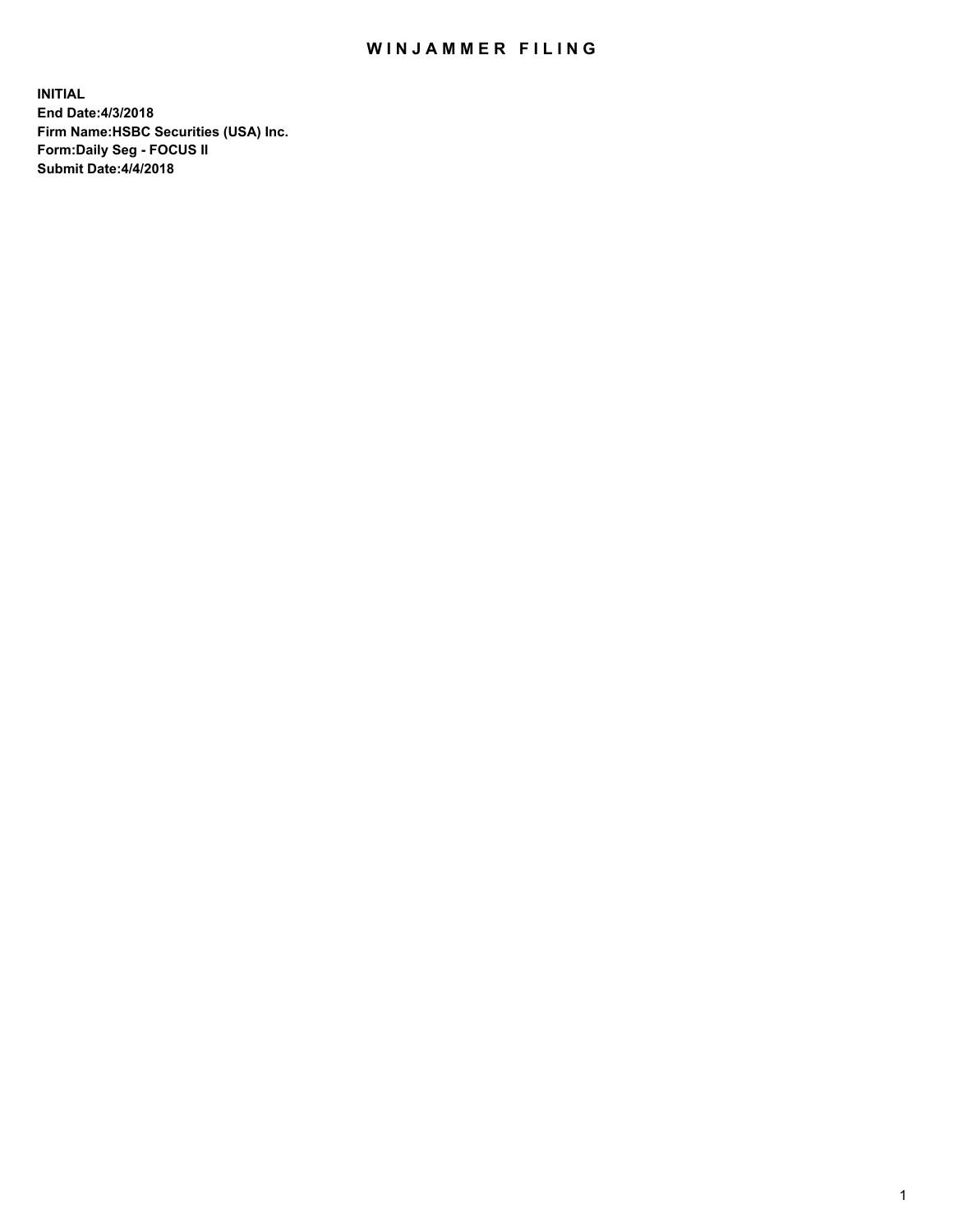# WINJAMMER FILING

**INITIAL**
**End Date:4/3/2018**
**Firm Name:HSBC Securities (USA) Inc.**
**Form:Daily Seg - FOCUS II**
**Submit Date:4/4/2018**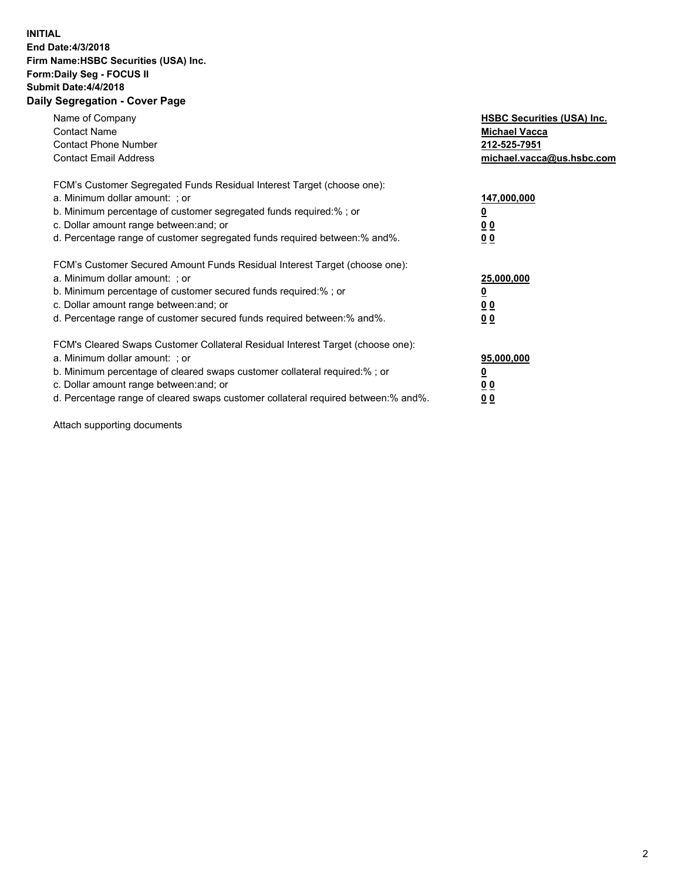**INITIAL**
**End Date:4/3/2018**
**Firm Name:HSBC Securities (USA) Inc.**
**Form:Daily Seg - FOCUS II**
**Submit Date:4/4/2018**

## Daily Segregation - Cover Page

| | |
|---|---|
| Name of Company | **HSBC Securities (USA) Inc.** |
| Contact Name | **Michael Vacca** |
| Contact Phone Number | **212-525-7951** |
| Contact Email Address | **michael.vacca@us.hsbc.com** |

| | |
|---|---|
| FCM's Customer Segregated Funds Residual Interest Target (choose one): | |
| a. Minimum dollar amount: ; or | **147,000,000** |
| b. Minimum percentage of customer segregated funds required:% ; or | **0** |
| c. Dollar amount range between:and; or | **0 0** |
| d. Percentage range of customer segregated funds required between:% and%. | **0 0** |

| | |
|---|---|
| FCM's Customer Secured Amount Funds Residual Interest Target (choose one): | |
| a. Minimum dollar amount: ; or | **25,000,000** |
| b. Minimum percentage of customer secured funds required:% ; or | **0** |
| c. Dollar amount range between:and; or | **0 0** |
| d. Percentage range of customer secured funds required between:% and%. | **0 0** |

| | |
|---|---|
| FCM's Cleared Swaps Customer Collateral Residual Interest Target (choose one): | |
| a. Minimum dollar amount: ; or | **95,000,000** |
| b. Minimum percentage of cleared swaps customer collateral required:% ; or | **0** |
| c. Dollar amount range between:and; or | **0 0** |
| d. Percentage range of cleared swaps customer collateral required between:% and%. | **0 0** |

Attach supporting documents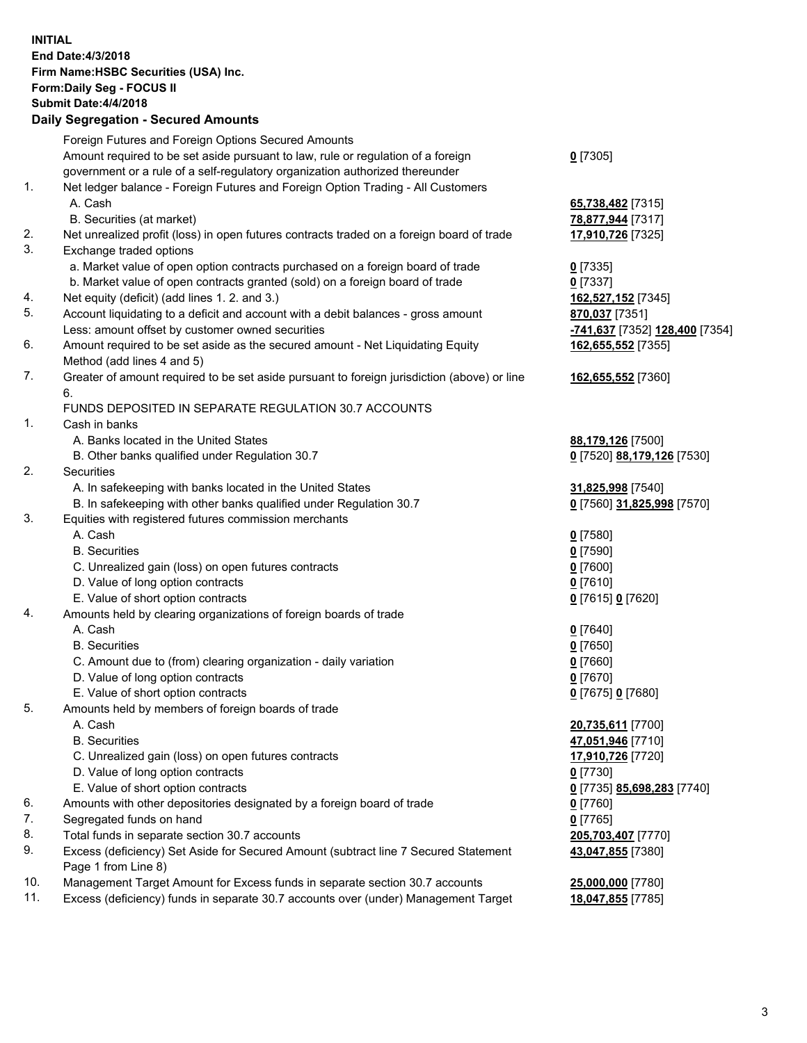**INITIAL**
**End Date:4/3/2018**
**Firm Name:HSBC Securities (USA) Inc.**
**Form:Daily Seg - FOCUS II**
**Submit Date:4/4/2018**

**Daily Segregation - Secured Amounts**

| | | |
|---|---|---|
| | Foreign Futures and Foreign Options Secured Amounts | |
| | Amount required to be set aside pursuant to law, rule or regulation of a foreign government or a rule of a self-regulatory organization authorized thereunder | **0** [7305] |
| 1. | Net ledger balance - Foreign Futures and Foreign Option Trading - All Customers | |
| | A. Cash | **65,738,482** [7315] |
| | B. Securities (at market) | **78,877,944** [7317] |
| 2. | Net unrealized profit (loss) in open futures contracts traded on a foreign board of trade | **17,910,726** [7325] |
| 3. | Exchange traded options | |
| | a. Market value of open option contracts purchased on a foreign board of trade | **0** [7335] |
| | b. Market value of open contracts granted (sold) on a foreign board of trade | **0** [7337] |
| 4. | Net equity (deficit) (add lines 1. 2. and 3.) | **162,527,152** [7345] |
| 5. | Account liquidating to a deficit and account with a debit balances - gross amount | **870,037** [7351] |
| | Less: amount offset by customer owned securities | **-741,637** [7352] **128,400** [7354] |
| 6. | Amount required to be set aside as the secured amount - Net Liquidating Equity Method (add lines 4 and 5) | **162,655,552** [7355] |
| 7. | Greater of amount required to be set aside pursuant to foreign jurisdiction (above) or line 6. | **162,655,552** [7360] |
| | FUNDS DEPOSITED IN SEPARATE REGULATION 30.7 ACCOUNTS | |
| 1. | Cash in banks | |
| | A. Banks located in the United States | **88,179,126** [7500] |
| | B. Other banks qualified under Regulation 30.7 | **0** [7520] **88,179,126** [7530] |
| 2. | Securities | |
| | A. In safekeeping with banks located in the United States | **31,825,998** [7540] |
| | B. In safekeeping with other banks qualified under Regulation 30.7 | **0** [7560] **31,825,998** [7570] |
| 3. | Equities with registered futures commission merchants | |
| | A. Cash | **0** [7580] |
| | B. Securities | **0** [7590] |
| | C. Unrealized gain (loss) on open futures contracts | **0** [7600] |
| | D. Value of long option contracts | **0** [7610] |
| | E. Value of short option contracts | **0** [7615] **0** [7620] |
| 4. | Amounts held by clearing organizations of foreign boards of trade | |
| | A. Cash | **0** [7640] |
| | B. Securities | **0** [7650] |
| | C. Amount due to (from) clearing organization - daily variation | **0** [7660] |
| | D. Value of long option contracts | **0** [7670] |
| | E. Value of short option contracts | **0** [7675] **0** [7680] |
| 5. | Amounts held by members of foreign boards of trade | |
| | A. Cash | **20,735,611** [7700] |
| | B. Securities | **47,051,946** [7710] |
| | C. Unrealized gain (loss) on open futures contracts | **17,910,726** [7720] |
| | D. Value of long option contracts | **0** [7730] |
| | E. Value of short option contracts | **0** [7735] **85,698,283** [7740] |
| 6. | Amounts with other depositories designated by a foreign board of trade | **0** [7760] |
| 7. | Segregated funds on hand | **0** [7765] |
| 8. | Total funds in separate section 30.7 accounts | **205,703,407** [7770] |
| 9. | Excess (deficiency) Set Aside for Secured Amount (subtract line 7 Secured Statement Page 1 from Line 8) | **43,047,855** [7380] |
| 10. | Management Target Amount for Excess funds in separate section 30.7 accounts | **25,000,000** [7780] |
| 11. | Excess (deficiency) funds in separate 30.7 accounts over (under) Management Target | **18,047,855** [7785] |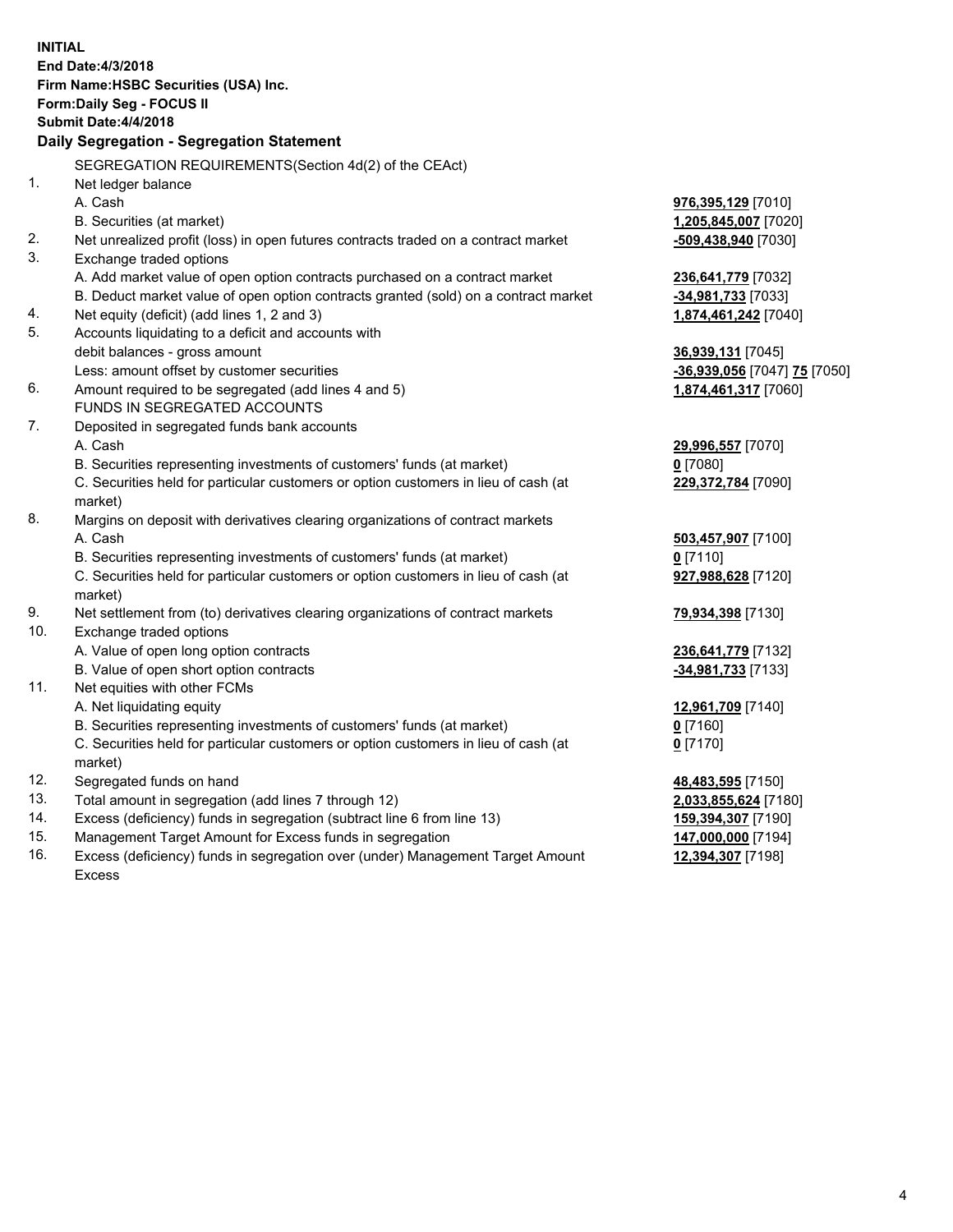**INITIAL**
**End Date:4/3/2018**
**Firm Name:HSBC Securities (USA) Inc.**
**Form:Daily Seg - FOCUS II**
**Submit Date:4/4/2018**

## Daily Segregation - Segregation Statement

SEGREGATION REQUIREMENTS(Section 4d(2) of the CEAct)

| | | |
|---|---|---|
| 1. | Net ledger balance | |
| | A. Cash | **976,395,129** [7010] |
| | B. Securities (at market) | **1,205,845,007** [7020] |
| 2. | Net unrealized profit (loss) in open futures contracts traded on a contract market | **-509,438,940** [7030] |
| 3. | Exchange traded options | |
| | A. Add market value of open option contracts purchased on a contract market | **236,641,779** [7032] |
| | B. Deduct market value of open option contracts granted (sold) on a contract market | **-34,981,733** [7033] |
| 4. | Net equity (deficit) (add lines 1, 2 and 3) | **1,874,461,242** [7040] |
| 5. | Accounts liquidating to a deficit and accounts with | |
| | debit balances - gross amount | **36,939,131** [7045] |
| | Less: amount offset by customer securities | **-36,939,056** [7047] **75** [7050] |
| 6. | Amount required to be segregated (add lines 4 and 5) | **1,874,461,317** [7060] |
| | FUNDS IN SEGREGATED ACCOUNTS | |
| 7. | Deposited in segregated funds bank accounts | |
| | A. Cash | **29,996,557** [7070] |
| | B. Securities representing investments of customers' funds (at market) | **0** [7080] |
| | C. Securities held for particular customers or option customers in lieu of cash (at market) | **229,372,784** [7090] |
| 8. | Margins on deposit with derivatives clearing organizations of contract markets | |
| | A. Cash | **503,457,907** [7100] |
| | B. Securities representing investments of customers' funds (at market) | **0** [7110] |
| | C. Securities held for particular customers or option customers in lieu of cash (at market) | **927,988,628** [7120] |
| 9. | Net settlement from (to) derivatives clearing organizations of contract markets | **79,934,398** [7130] |
| 10. | Exchange traded options | |
| | A. Value of open long option contracts | **236,641,779** [7132] |
| | B. Value of open short option contracts | **-34,981,733** [7133] |
| 11. | Net equities with other FCMs | |
| | A. Net liquidating equity | **12,961,709** [7140] |
| | B. Securities representing investments of customers' funds (at market) | **0** [7160] |
| | C. Securities held for particular customers or option customers in lieu of cash (at market) | **0** [7170] |
| 12. | Segregated funds on hand | **48,483,595** [7150] |
| 13. | Total amount in segregation (add lines 7 through 12) | **2,033,855,624** [7180] |
| 14. | Excess (deficiency) funds in segregation (subtract line 6 from line 13) | **159,394,307** [7190] |
| 15. | Management Target Amount for Excess funds in segregation | **147,000,000** [7194] |
| 16. | Excess (deficiency) funds in segregation over (under) Management Target Amount Excess | **12,394,307** [7198] |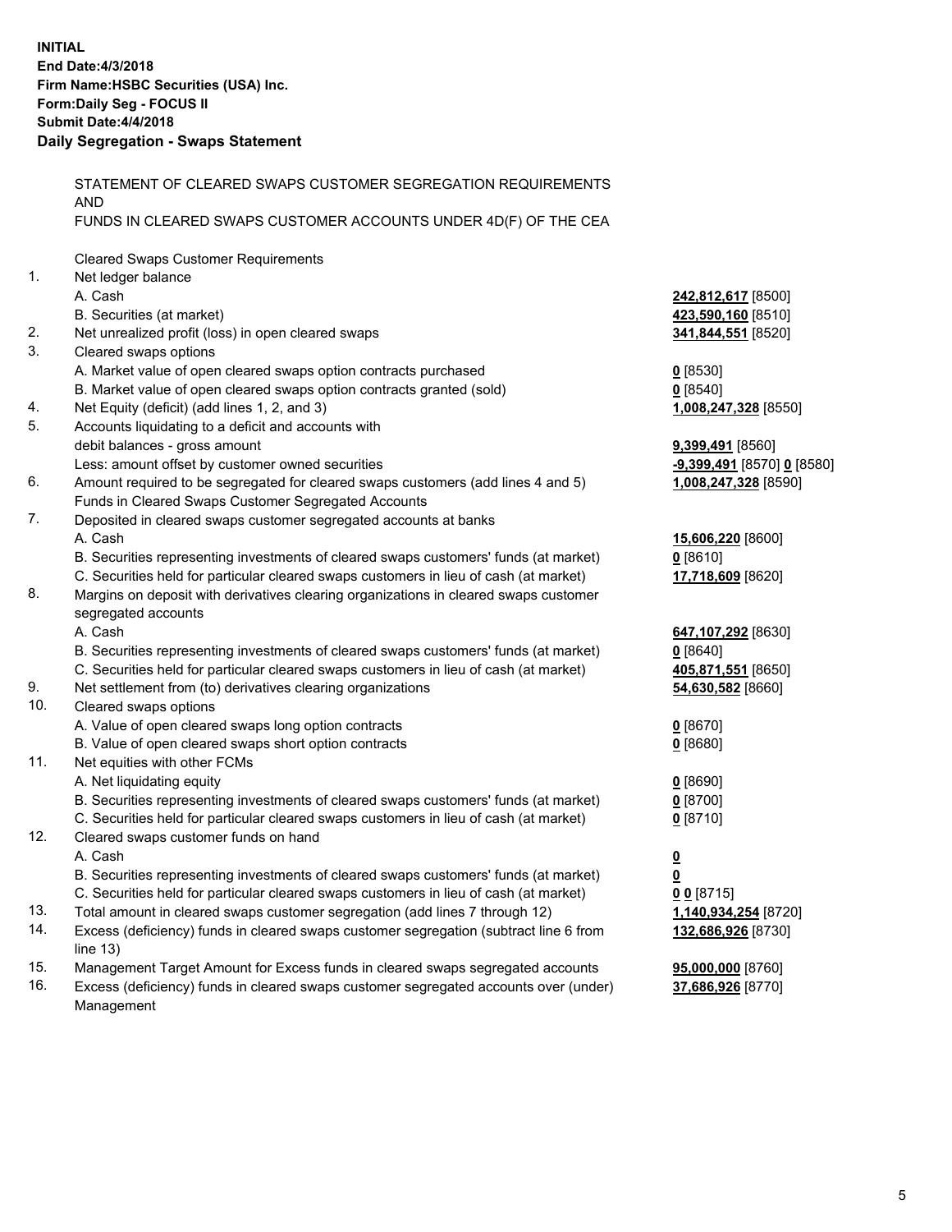**INITIAL**
**End Date:4/3/2018**
**Firm Name:HSBC Securities (USA) Inc.**
**Form:Daily Seg - FOCUS II**
**Submit Date:4/4/2018**
**Daily Segregation - Swaps Statement**

STATEMENT OF CLEARED SWAPS CUSTOMER SEGREGATION REQUIREMENTS AND FUNDS IN CLEARED SWAPS CUSTOMER ACCOUNTS UNDER 4D(F) OF THE CEA

| | | |
|---|---|---|
| | Cleared Swaps Customer Requirements | |
| 1. | Net ledger balance | |
| | A. Cash | 242,812,617 [8500] |
| | B. Securities (at market) | 423,590,160 [8510] |
| 2. | Net unrealized profit (loss) in open cleared swaps | 341,844,551 [8520] |
| 3. | Cleared swaps options | |
| | A. Market value of open cleared swaps option contracts purchased | 0 [8530] |
| | B. Market value of open cleared swaps option contracts granted (sold) | 0 [8540] |
| 4. | Net Equity (deficit) (add lines 1, 2, and 3) | 1,008,247,328 [8550] |
| 5. | Accounts liquidating to a deficit and accounts with debit balances - gross amount | 9,399,491 [8560] |
| | Less: amount offset by customer owned securities | -9,399,491 [8570] 0 [8580] |
| 6. | Amount required to be segregated for cleared swaps customers (add lines 4 and 5) | 1,008,247,328 [8590] |
| | Funds in Cleared Swaps Customer Segregated Accounts | |
| 7. | Deposited in cleared swaps customer segregated accounts at banks | |
| | A. Cash | 15,606,220 [8600] |
| | B. Securities representing investments of cleared swaps customers' funds (at market) | 0 [8610] |
| | C. Securities held for particular cleared swaps customers in lieu of cash (at market) | 17,718,609 [8620] |
| 8. | Margins on deposit with derivatives clearing organizations in cleared swaps customer segregated accounts | |
| | A. Cash | 647,107,292 [8630] |
| | B. Securities representing investments of cleared swaps customers' funds (at market) | 0 [8640] |
| | C. Securities held for particular cleared swaps customers in lieu of cash (at market) | 405,871,551 [8650] |
| 9. | Net settlement from (to) derivatives clearing organizations | 54,630,582 [8660] |
| 10. | Cleared swaps options | |
| | A. Value of open cleared swaps long option contracts | 0 [8670] |
| | B. Value of open cleared swaps short option contracts | 0 [8680] |
| 11. | Net equities with other FCMs | |
| | A. Net liquidating equity | 0 [8690] |
| | B. Securities representing investments of cleared swaps customers' funds (at market) | 0 [8700] |
| | C. Securities held for particular cleared swaps customers in lieu of cash (at market) | 0 [8710] |
| 12. | Cleared swaps customer funds on hand | |
| | A. Cash | 0 |
| | B. Securities representing investments of cleared swaps customers' funds (at market) | 0 |
| | C. Securities held for particular cleared swaps customers in lieu of cash (at market) | 0 0 [8715] |
| 13. | Total amount in cleared swaps customer segregation (add lines 7 through 12) | 1,140,934,254 [8720] |
| 14. | Excess (deficiency) funds in cleared swaps customer segregation (subtract line 6 from line 13) | 132,686,926 [8730] |
| 15. | Management Target Amount for Excess funds in cleared swaps segregated accounts | 95,000,000 [8760] |
| 16. | Excess (deficiency) funds in cleared swaps customer segregated accounts over (under) Management | 37,686,926 [8770] |